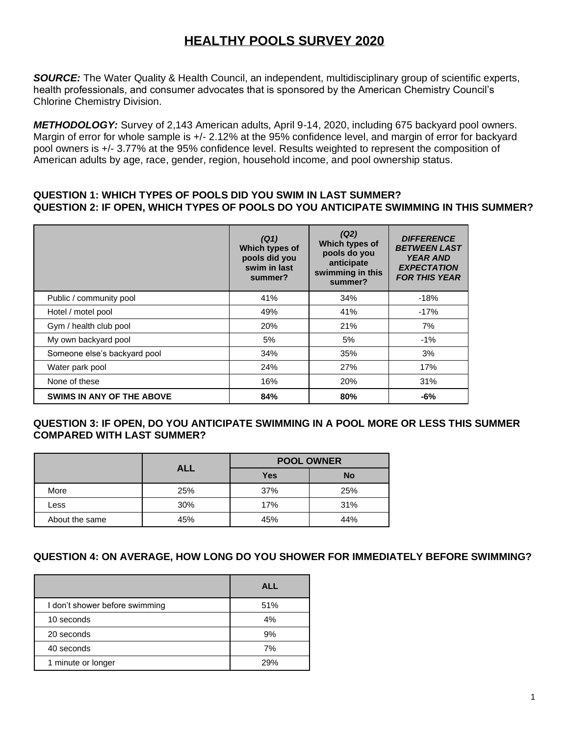# HEALTHY POOLS SURVEY 2020

***SOURCE:*** The Water Quality & Health Council, an independent, multidisciplinary group of scientific experts, health professionals, and consumer advocates that is sponsored by the American Chemistry Council's Chlorine Chemistry Division.

***METHODOLOGY:*** Survey of 2,143 American adults, April 9-14, 2020, including 675 backyard pool owners. Margin of error for whole sample is +/- 2.12% at the 95% confidence level, and margin of error for backyard pool owners is +/- 3.77% at the 95% confidence level. Results weighted to represent the composition of American adults by age, race, gender, region, household income, and pool ownership status.

### QUESTION 1: WHICH TYPES OF POOLS DID YOU SWIM IN LAST SUMMER?
### QUESTION 2: IF OPEN, WHICH TYPES OF POOLS DO YOU ANTICIPATE SWIMMING IN THIS SUMMER?

| | *(Q1)* Which types of pools did you swim in last summer? | *(Q2)* Which types of pools do you anticipate swimming in this summer? | *DIFFERENCE BETWEEN LAST YEAR AND EXPECTATION FOR THIS YEAR* |
|---|---|---|---|
| Public / community pool | 41% | 34% | -18% |
| Hotel / motel pool | 49% | 41% | -17% |
| Gym / health club pool | 20% | 21% | 7% |
| My own backyard pool | 5% | 5% | -1% |
| Someone else's backyard pool | 34% | 35% | 3% |
| Water park pool | 24% | 27% | 17% |
| None of these | 16% | 20% | 31% |
| **SWIMS IN ANY OF THE ABOVE** | **84%** | **80%** | **-6%** |

### QUESTION 3: IF OPEN, DO YOU ANTICIPATE SWIMMING IN A POOL MORE OR LESS THIS SUMMER COMPARED WITH LAST SUMMER?

| | ALL | POOL OWNER | |
|---|---|---|---|
| | | Yes | No |
| More | 25% | 37% | 25% |
| Less | 30% | 17% | 31% |
| About the same | 45% | 45% | 44% |

### QUESTION 4: ON AVERAGE, HOW LONG DO YOU SHOWER FOR IMMEDIATELY BEFORE SWIMMING?

| | ALL |
|---|---|
| I don't shower before swimming | 51% |
| 10 seconds | 4% |
| 20 seconds | 9% |
| 40 seconds | 7% |
| 1 minute or longer | 29% |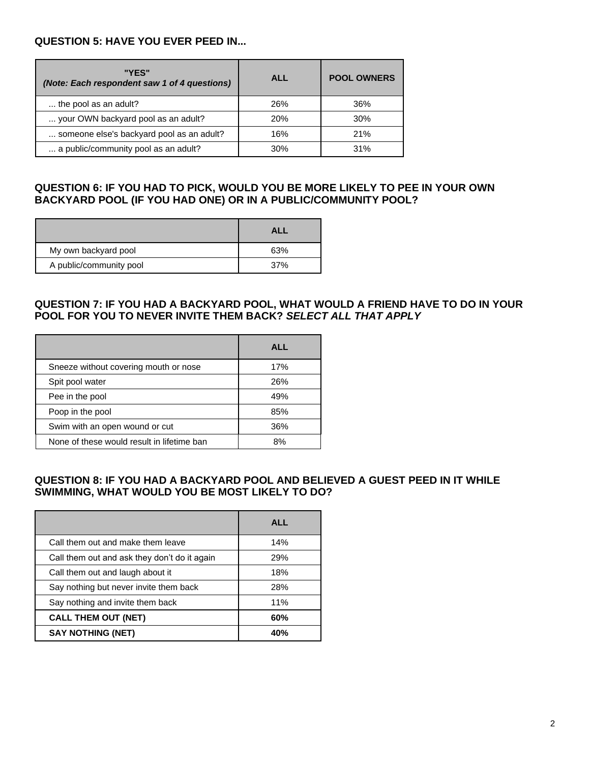**QUESTION 5: HAVE YOU EVER PEED IN...**

| "YES" *(Note: Each respondent saw 1 of 4 questions)* | ALL | POOL OWNERS |
|---|---|---|
| ... the pool as an adult? | 26% | 36% |
| ... your OWN backyard pool as an adult? | 20% | 30% |
| ... someone else's backyard pool as an adult? | 16% | 21% |
| ... a public/community pool as an adult? | 30% | 31% |

**QUESTION 6: IF YOU HAD TO PICK, WOULD YOU BE MORE LIKELY TO PEE IN YOUR OWN BACKYARD POOL (IF YOU HAD ONE) OR IN A PUBLIC/COMMUNITY POOL?**

| | ALL |
|---|---|
| My own backyard pool | 63% |
| A public/community pool | 37% |

**QUESTION 7: IF YOU HAD A BACKYARD POOL, WHAT WOULD A FRIEND HAVE TO DO IN YOUR POOL FOR YOU TO NEVER INVITE THEM BACK? *SELECT ALL THAT APPLY***

| | ALL |
|---|---|
| Sneeze without covering mouth or nose | 17% |
| Spit pool water | 26% |
| Pee in the pool | 49% |
| Poop in the pool | 85% |
| Swim with an open wound or cut | 36% |
| None of these would result in lifetime ban | 8% |

**QUESTION 8: IF YOU HAD A BACKYARD POOL AND BELIEVED A GUEST PEED IN IT WHILE SWIMMING, WHAT WOULD YOU BE MOST LIKELY TO DO?**

| | ALL |
|---|---|
| Call them out and make them leave | 14% |
| Call them out and ask they don't do it again | 29% |
| Call them out and laugh about it | 18% |
| Say nothing but never invite them back | 28% |
| Say nothing and invite them back | 11% |
| **CALL THEM OUT (NET)** | **60%** |
| **SAY NOTHING (NET)** | **40%** |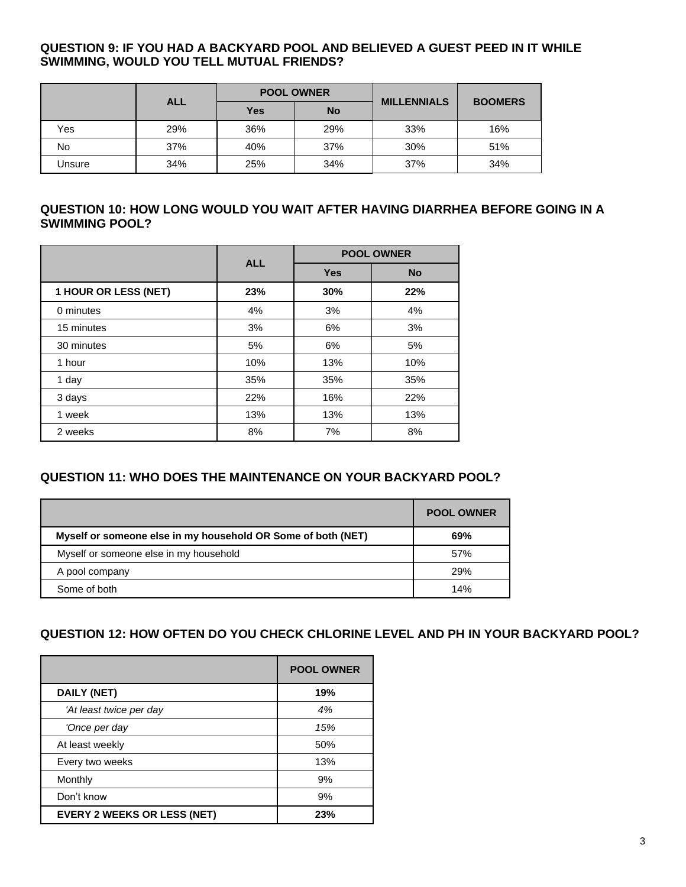### QUESTION 9: IF YOU HAD A BACKYARD POOL AND BELIEVED A GUEST PEED IN IT WHILE SWIMMING, WOULD YOU TELL MUTUAL FRIENDS?

| | ALL | POOL OWNER | | MILLENNIALS | BOOMERS |
|---|---|---|---|---|---|
| | | Yes | No | | |
| Yes | 29% | 36% | 29% | 33% | 16% |
| No | 37% | 40% | 37% | 30% | 51% |
| Unsure | 34% | 25% | 34% | 37% | 34% |

### QUESTION 10: HOW LONG WOULD YOU WAIT AFTER HAVING DIARRHEA BEFORE GOING IN A SWIMMING POOL?

| | ALL | POOL OWNER | |
|---|---|---|---|
| | | Yes | No |
| **1 HOUR OR LESS (NET)** | **23%** | **30%** | **22%** |
| 0 minutes | 4% | 3% | 4% |
| 15 minutes | 3% | 6% | 3% |
| 30 minutes | 5% | 6% | 5% |
| 1 hour | 10% | 13% | 10% |
| 1 day | 35% | 35% | 35% |
| 3 days | 22% | 16% | 22% |
| 1 week | 13% | 13% | 13% |
| 2 weeks | 8% | 7% | 8% |

### QUESTION 11: WHO DOES THE MAINTENANCE ON YOUR BACKYARD POOL?

| | POOL OWNER |
|---|---|
| **Myself or someone else in my household OR Some of both (NET)** | **69%** |
| Myself or someone else in my household | 57% |
| A pool company | 29% |
| Some of both | 14% |

### QUESTION 12: HOW OFTEN DO YOU CHECK CHLORINE LEVEL AND PH IN YOUR BACKYARD POOL?

| | POOL OWNER |
|---|---|
| **DAILY (NET)** | **19%** |
| *'At least twice per day* | *4%* |
| *'Once per day* | *15%* |
| At least weekly | 50% |
| Every two weeks | 13% |
| Monthly | 9% |
| Don't know | 9% |
| **EVERY 2 WEEKS OR LESS (NET)** | **23%** |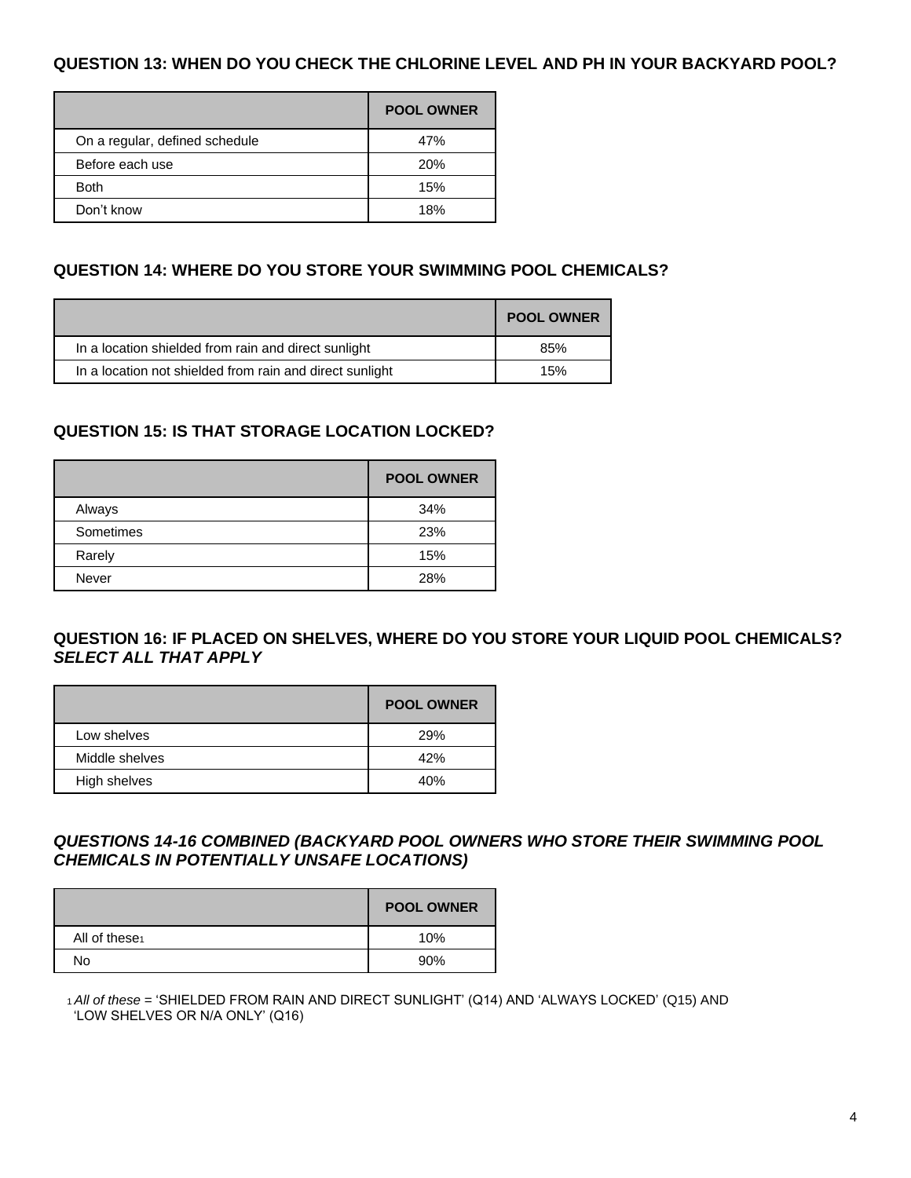### QUESTION 13: WHEN DO YOU CHECK THE CHLORINE LEVEL AND PH IN YOUR BACKYARD POOL?

| | POOL OWNER |
|---|---|
| On a regular, defined schedule | 47% |
| Before each use | 20% |
| Both | 15% |
| Don't know | 18% |

### QUESTION 14: WHERE DO YOU STORE YOUR SWIMMING POOL CHEMICALS?

| | POOL OWNER |
|---|---|
| In a location shielded from rain and direct sunlight | 85% |
| In a location not shielded from rain and direct sunlight | 15% |

### QUESTION 15: IS THAT STORAGE LOCATION LOCKED?

| | POOL OWNER |
|---|---|
| Always | 34% |
| Sometimes | 23% |
| Rarely | 15% |
| Never | 28% |

### QUESTION 16: IF PLACED ON SHELVES, WHERE DO YOU STORE YOUR LIQUID POOL CHEMICALS? *SELECT ALL THAT APPLY*

| | POOL OWNER |
|---|---|
| Low shelves | 29% |
| Middle shelves | 42% |
| High shelves | 40% |

### *QUESTIONS 14-16 COMBINED (BACKYARD POOL OWNERS WHO STORE THEIR SWIMMING POOL CHEMICALS IN POTENTIALLY UNSAFE LOCATIONS)*

| | POOL OWNER |
|---|---|
| All of these[1] | 10% |
| No | 90% |

[1] *All of these* = 'SHIELDED FROM RAIN AND DIRECT SUNLIGHT' (Q14) AND 'ALWAYS LOCKED' (Q15) AND 'LOW SHELVES OR N/A ONLY' (Q16)